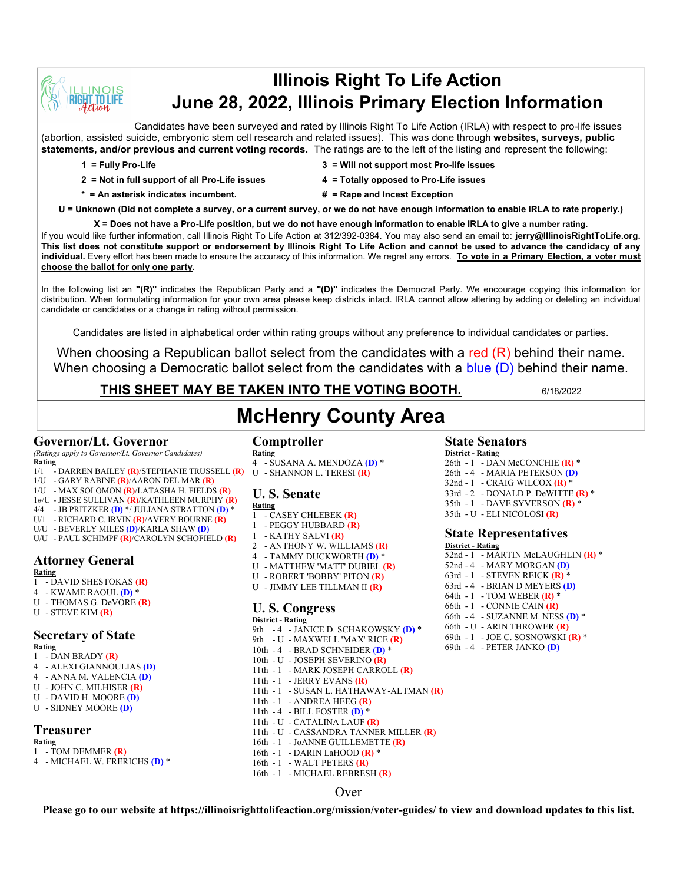# Illinois Right To Life Action
# June 28, 2022, Illinois Primary Election Information

Candidates have been surveyed and rated by Illinois Right To Life Action (IRLA) with respect to pro-life issues (abortion, assisted suicide, embryonic stem cell research and related issues). This was done through **websites, surveys, public statements, and/or previous and current voting records.** The ratings are to the left of the listing and represent the following:

- **1 = Fully Pro-Life**
- **2 = Not in full support of all Pro-Life issues**
- **3 = Will not support most Pro-life issues**
- **4 = Totally opposed to Pro-Life issues**
- **\* = An asterisk indicates incumbent.**
- **# = Rape and Incest Exception**

**U = Unknown (Did not complete a survey, or a current survey, or we do not have enough information to enable IRLA to rate properly.)**

**X = Does not have a Pro-Life position, but we do not have enough information to enable IRLA to give a number rating.**

If you would like further information, call Illinois Right To Life Action at 312/392-0384. You may also send an email to: **jerry@IllinoisRightToLife.org. This list does not constitute support or endorsement by Illinois Right To Life Action and cannot be used to advance the candidacy of any individual.** Every effort has been made to ensure the accuracy of this information. We regret any errors. **To vote in a Primary Election, a voter must choose the ballot for only one party.**

In the following list an **"(R)"** indicates the Republican Party and a **"(D)"** indicates the Democrat Party. We encourage copying this information for distribution. When formulating information for your own area please keep districts intact. IRLA cannot allow altering by adding or deleting an individual candidate or candidates or a change in rating without permission.

Candidates are listed in alphabetical order within rating groups without any preference to individual candidates or parties.

When choosing a Republican ballot select from the candidates with a red (R) behind their name.
When choosing a Democratic ballot select from the candidates with a blue (D) behind their name.

**THIS SHEET MAY BE TAKEN INTO THE VOTING BOOTH.** 6/18/2022

# McHenry County Area

## Governor/Lt. Governor

*(Ratings apply to Governor/Lt. Governor Candidates)*

**Rating**

- 1/1 - DARREN BAILEY (R)/STEPHANIE TRUSSELL (R)
- 1/U - GARY RABINE (R)/AARON DEL MAR (R)
- 1/U - MAX SOLOMON (R)/LATASHA H. FIELDS (R)
- 1#/U - JESSE SULLIVAN (R)/KATHLEEN MURPHY (R)
- 4/4 - JB PRITZKER (D) */ JULIANA STRATTON (D) *
- U/1 - RICHARD C. IRVIN (R)/AVERY BOURNE (R)
- U/U - BEVERLY MILES (D)/KARLA SHAW (D)
- U/U - PAUL SCHIMPF (R)/CAROLYN SCHOFIELD (R)

## Attorney General

**Rating**

- 1 - DAVID SHESTOKAS (R)
- 4 - KWAME RAOUL (D) *
- U - THOMAS G. DeVORE (R)
- U - STEVE KIM (R)

## Secretary of State

**Rating**

- 1 - DAN BRADY (R)
- 4 - ALEXI GIANNOULIAS (D)
- 4 - ANNA M. VALENCIA (D)
- U - JOHN C. MILHISER (R)
- U - DAVID H. MOORE (D)
- U - SIDNEY MOORE (D)

## Treasurer

**Rating**

- 1 - TOM DEMMER (R)
- 4 - MICHAEL W. FRERICHS (D) *

## Comptroller

**Rating**

- 4 - SUSANA A. MENDOZA (D) *
- U - SHANNON L. TERESI (R)

## U. S. Senate

**Rating**

- 1 - CASEY CHLEBEK (R)
- 1 - PEGGY HUBBARD (R)
- 1 - KATHY SALVI (R)
- 2 - ANTHONY W. WILLIAMS (R)
- 4 - TAMMY DUCKWORTH (D) *
- U - MATTHEW 'MATT' DUBIEL (R)
- U - ROBERT 'BOBBY' PITON (R)
- U - JIMMY LEE TILLMAN II (R)

## U. S. Congress

**District - Rating**

- 9th - 4 - JANICE D. SCHAKOWSKY (D) *
- 9th - U - MAXWELL 'MAX' RICE (R)
- 10th - 4 - BRAD SCHNEIDER (D) *
- 10th - U - JOSEPH SEVERINO (R)
- 11th - 1 - MARK JOSEPH CARROLL (R)
- 11th - 1 - JERRY EVANS (R)
- 11th - 1 - SUSAN L. HATHAWAY-ALTMAN (R)
- 11th - 1 - ANDREA HEEG (R)
- 11th - 4 - BILL FOSTER (D) *
- 11th - U - CATALINA LAUF (R)
- 11th - U - CASSANDRA TANNER MILLER (R)
- 16th - 1 - JoANNE GUILLEMETTE (R)
- 16th - 1 - DARIN LaHOOD (R) *
- 16th - 1 - WALT PETERS (R)
- 16th - 1 - MICHAEL REBRESH (R)

## State Senators

**District - Rating**

- 26th - 1 - DAN McCONCHIE (R) *
- 26th - 4 - MARIA PETERSON (D)
- 32nd - 1 - CRAIG WILCOX (R) *
- 33rd - 2 - DONALD P. DeWITTE (R) *
- 35th - 1 - DAVE SYVERSON (R) *
- 35th - U - ELI NICOLOSI (R)

## State Representatives

**District - Rating**

- 52nd - 1 - MARTIN McLAUGHLIN (R) *
- 52nd - 4 - MARY MORGAN (D)
- 63rd - 1 - STEVEN REICK (R) *
- 63rd - 4 - BRIAN D MEYERS (D)
- 64th - 1 - TOM WEBER (R) *
- 66th - 1 - CONNIE CAIN (R)
- 66th - 4 - SUZANNE M. NESS (D) *
- 66th - U - ARIN THROWER (R)
- 69th - 1 - JOE C. SOSNOWSKI (R) *
- 69th - 4 - PETER JANKO (D)

Over

**Please go to our website at https://illinoisrighttolifeaction.org/mission/voter-guides/ to view and download updates to this list.**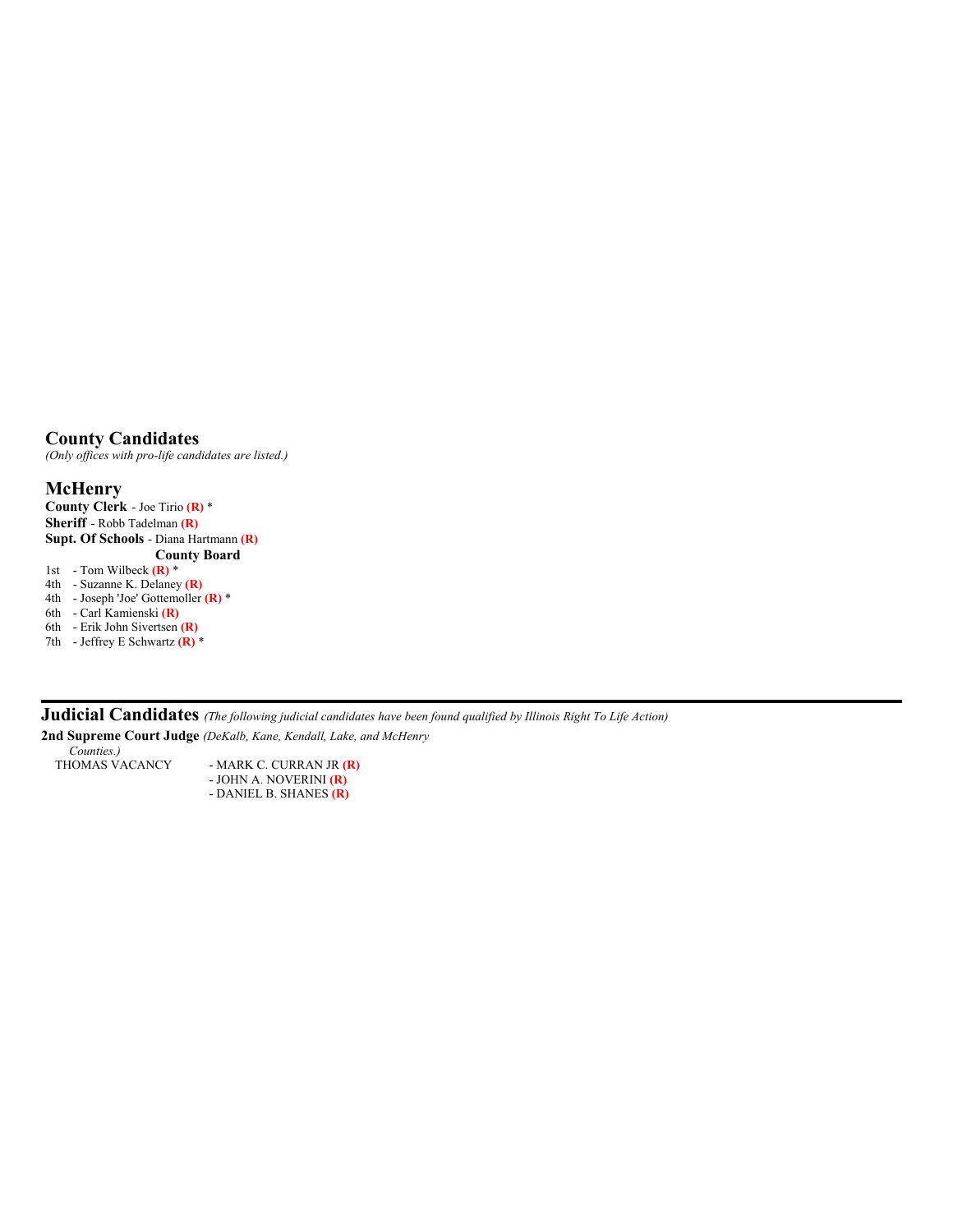## County Candidates

*(Only offices with pro-life candidates are listed.)*

### McHenry

**County Clerk** - Joe Tirio **(R)** *

**Sheriff** - Robb Tadelman **(R)**

**Supt. Of Schools** - Diana Hartmann **(R)**

**County Board**

1st - Tom Wilbeck **(R)** *

4th - Suzanne K. Delaney **(R)**

4th - Joseph 'Joe' Gottemoller **(R)** *

6th - Carl Kamienski **(R)**

6th - Erik John Sivertsen **(R)**

7th - Jeffrey E Schwartz **(R)** *

## Judicial Candidates *(The following judicial candidates have been found qualified by Illinois Right To Life Action)*

**2nd Supreme Court Judge** *(DeKalb, Kane, Kendall, Lake, and McHenry Counties.)*

THOMAS VACANCY

- MARK C. CURRAN JR **(R)**
- JOHN A. NOVERINI **(R)**
- DANIEL B. SHANES **(R)**